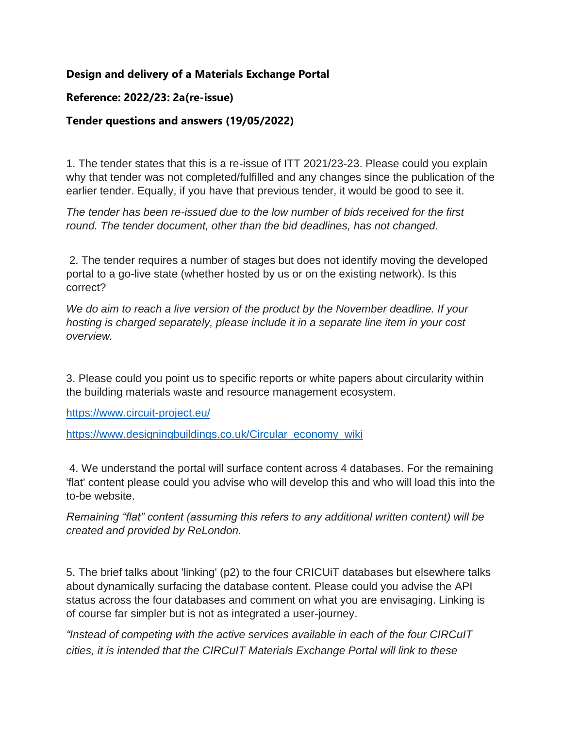**Design and delivery of a Materials Exchange Portal**

**Reference: 2022/23: 2a(re-issue)**

**Tender questions and answers (19/05/2022)**

1. The tender states that this is a re-issue of ITT 2021/23-23. Please could you explain why that tender was not completed/fulfilled and any changes since the publication of the earlier tender. Equally, if you have that previous tender, it would be good to see it.

*The tender has been re-issued due to the low number of bids received for the first round. The tender document, other than the bid deadlines, has not changed.*

2. The tender requires a number of stages but does not identify moving the developed portal to a go-live state (whether hosted by us or on the existing network). Is this correct?

*We do aim to reach a live version of the product by the November deadline. If your hosting is charged separately, please include it in a separate line item in your cost overview.*

3. Please could you point us to specific reports or white papers about circularity within the building materials waste and resource management ecosystem.

https://www.circuit-project.eu/

https://www.designingbuildings.co.uk/Circular_economy_wiki

4. We understand the portal will surface content across 4 databases. For the remaining 'flat' content please could you advise who will develop this and who will load this into the to-be website.

*Remaining "flat" content (assuming this refers to any additional written content) will be created and provided by ReLondon.*

5. The brief talks about 'linking' (p2) to the four CRICUiT databases but elsewhere talks about dynamically surfacing the database content. Please could you advise the API status across the four databases and comment on what you are envisaging. Linking is of course far simpler but is not as integrated a user-journey.

*"Instead of competing with the active services available in each of the four CIRCuIT cities, it is intended that the CIRCuIT Materials Exchange Portal will link to these*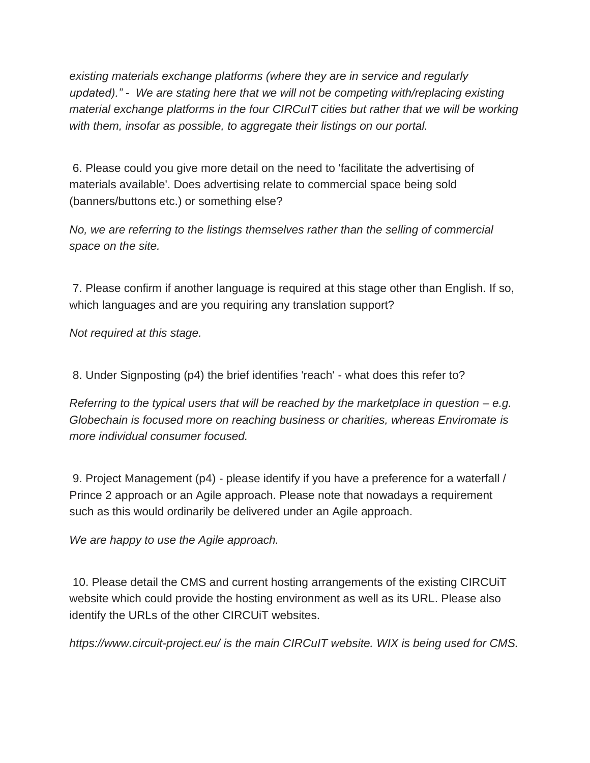*existing materials exchange platforms (where they are in service and regularly updated)." - We are stating here that we will not be competing with/replacing existing material exchange platforms in the four CIRCuIT cities but rather that we will be working with them, insofar as possible, to aggregate their listings on our portal.*

6. Please could you give more detail on the need to 'facilitate the advertising of materials available'. Does advertising relate to commercial space being sold (banners/buttons etc.) or something else?

*No, we are referring to the listings themselves rather than the selling of commercial space on the site.*

7. Please confirm if another language is required at this stage other than English. If so, which languages and are you requiring any translation support?

*Not required at this stage.*

8. Under Signposting (p4) the brief identifies 'reach' - what does this refer to?

*Referring to the typical users that will be reached by the marketplace in question – e.g. Globechain is focused more on reaching business or charities, whereas Enviromate is more individual consumer focused.*

9. Project Management (p4) - please identify if you have a preference for a waterfall / Prince 2 approach or an Agile approach. Please note that nowadays a requirement such as this would ordinarily be delivered under an Agile approach.

*We are happy to use the Agile approach.*

10. Please detail the CMS and current hosting arrangements of the existing CIRCUiT website which could provide the hosting environment as well as its URL. Please also identify the URLs of the other CIRCUiT websites.

*https://www.circuit-project.eu/ is the main CIRCuIT website. WIX is being used for CMS.*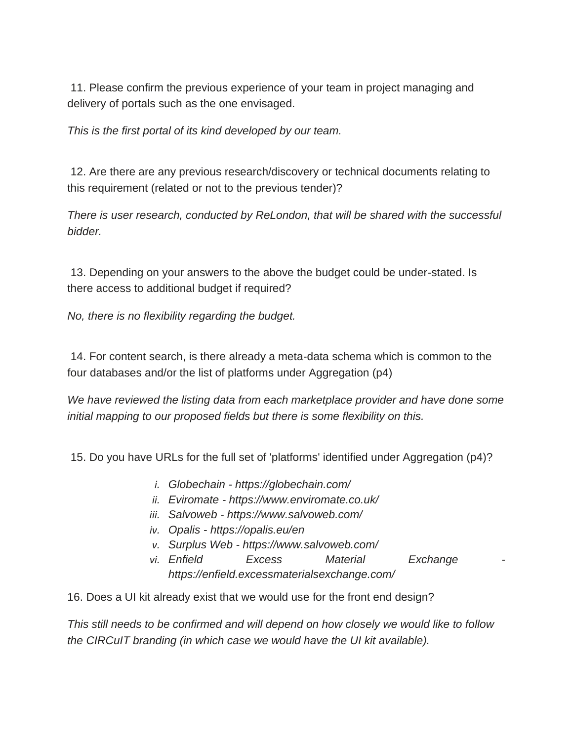11. Please confirm the previous experience of your team in project managing and delivery of portals such as the one envisaged.

*This is the first portal of its kind developed by our team.*

12. Are there are any previous research/discovery or technical documents relating to this requirement (related or not to the previous tender)?

*There is user research, conducted by ReLondon, that will be shared with the successful bidder.*

13. Depending on your answers to the above the budget could be under-stated. Is there access to additional budget if required?

*No, there is no flexibility regarding the budget.*

14. For content search, is there already a meta-data schema which is common to the four databases and/or the list of platforms under Aggregation (p4)

*We have reviewed the listing data from each marketplace provider and have done some initial mapping to our proposed fields but there is some flexibility on this.*

15. Do you have URLs for the full set of 'platforms' identified under Aggregation (p4)?

i. *Globechain - https://globechain.com/*
ii. *Eviromate - https://www.enviromate.co.uk/*
iii. *Salvoweb - https://www.salvoweb.com/*
iv. *Opalis - https://opalis.eu/en*
v. *Surplus Web - https://www.salvoweb.com/*
vi. *Enfield Excess Material Exchange - https://enfield.excessmaterialsexchange.com/*

16. Does a UI kit already exist that we would use for the front end design?

*This still needs to be confirmed and will depend on how closely we would like to follow the CIRCuIT branding (in which case we would have the UI kit available).*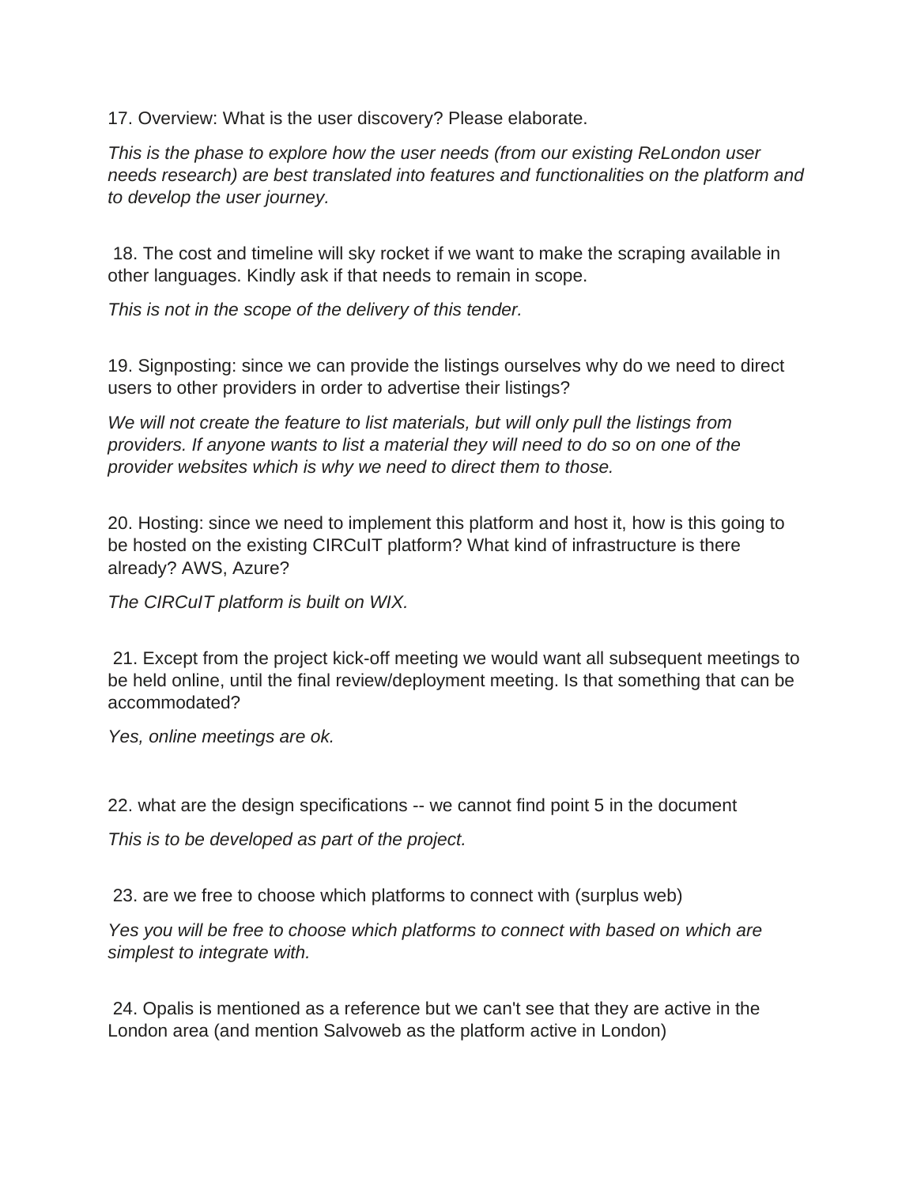17. Overview: What is the user discovery? Please elaborate.

*This is the phase to explore how the user needs (from our existing ReLondon user needs research) are best translated into features and functionalities on the platform and to develop the user journey.*

18. The cost and timeline will sky rocket if we want to make the scraping available in other languages. Kindly ask if that needs to remain in scope.

*This is not in the scope of the delivery of this tender.*

19. Signposting: since we can provide the listings ourselves why do we need to direct users to other providers in order to advertise their listings?

*We will not create the feature to list materials, but will only pull the listings from providers. If anyone wants to list a material they will need to do so on one of the provider websites which is why we need to direct them to those.*

20. Hosting: since we need to implement this platform and host it, how is this going to be hosted on the existing CIRCuIT platform? What kind of infrastructure is there already? AWS, Azure?

*The CIRCuIT platform is built on WIX.*

21. Except from the project kick-off meeting we would want all subsequent meetings to be held online, until the final review/deployment meeting. Is that something that can be accommodated?

*Yes, online meetings are ok.*

22. what are the design specifications -- we cannot find point 5 in the document

*This is to be developed as part of the project.*

23. are we free to choose which platforms to connect with (surplus web)

*Yes you will be free to choose which platforms to connect with based on which are simplest to integrate with.*

24. Opalis is mentioned as a reference but we can't see that they are active in the London area (and mention Salvoweb as the platform active in London)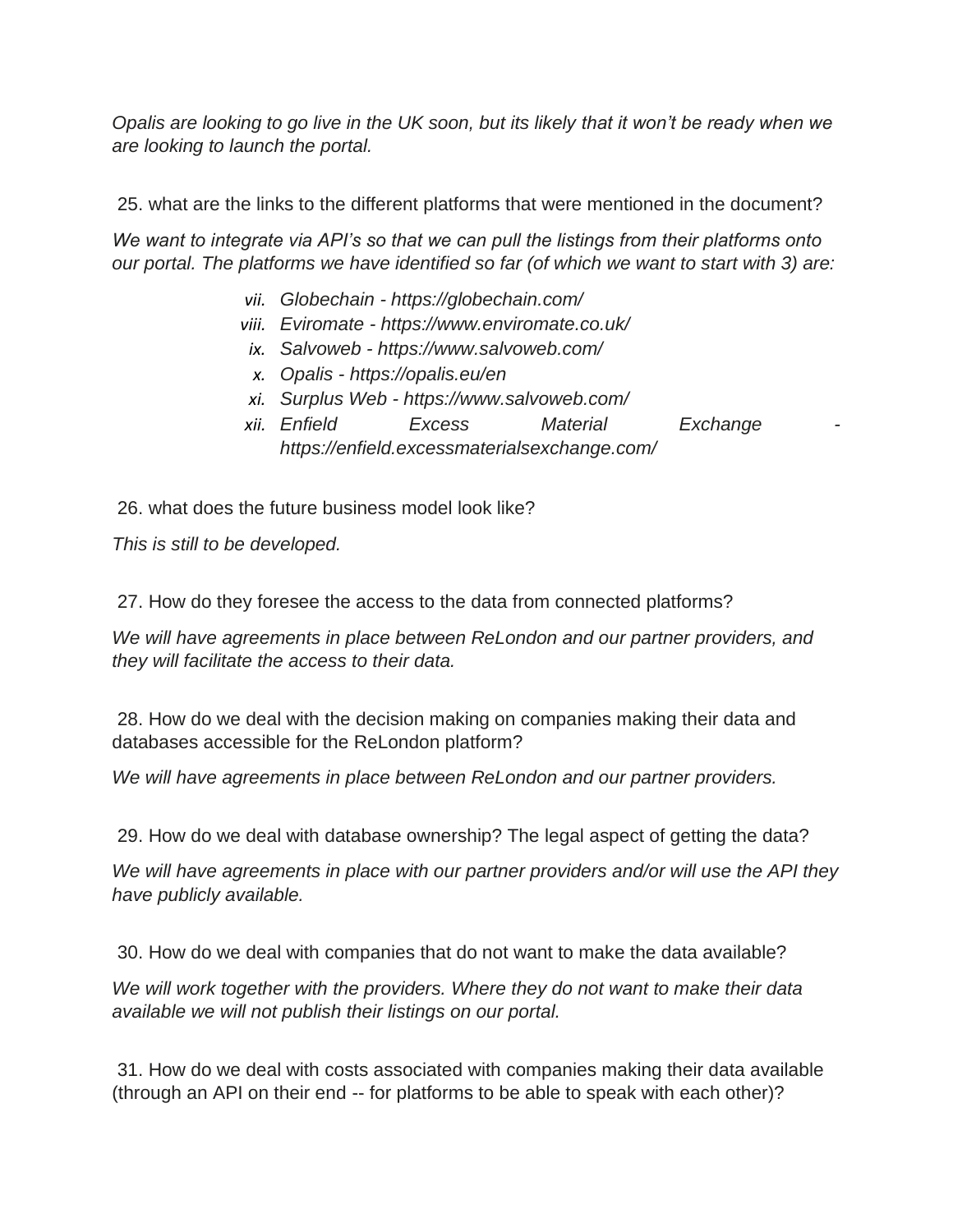*Opalis are looking to go live in the UK soon, but its likely that it won't be ready when we are looking to launch the portal.*

25. what are the links to the different platforms that were mentioned in the document?

*We want to integrate via API's so that we can pull the listings from their platforms onto our portal. The platforms we have identified so far (of which we want to start with 3) are:*

vii. *Globechain - https://globechain.com/*
viii. *Eviromate - https://www.enviromate.co.uk/*
ix. *Salvoweb - https://www.salvoweb.com/*
x. *Opalis - https://opalis.eu/en*
xi. *Surplus Web - https://www.salvoweb.com/*
xii. *Enfield Excess Material Exchange - https://enfield.excessmaterialsexchange.com/*

26. what does the future business model look like?

*This is still to be developed.*

27. How do they foresee the access to the data from connected platforms?

*We will have agreements in place between ReLondon and our partner providers, and they will facilitate the access to their data.*

28. How do we deal with the decision making on companies making their data and databases accessible for the ReLondon platform?

*We will have agreements in place between ReLondon and our partner providers.*

29. How do we deal with database ownership? The legal aspect of getting the data?

*We will have agreements in place with our partner providers and/or will use the API they have publicly available.*

30. How do we deal with companies that do not want to make the data available?

*We will work together with the providers. Where they do not want to make their data available we will not publish their listings on our portal.*

31. How do we deal with costs associated with companies making their data available (through an API on their end -- for platforms to be able to speak with each other)?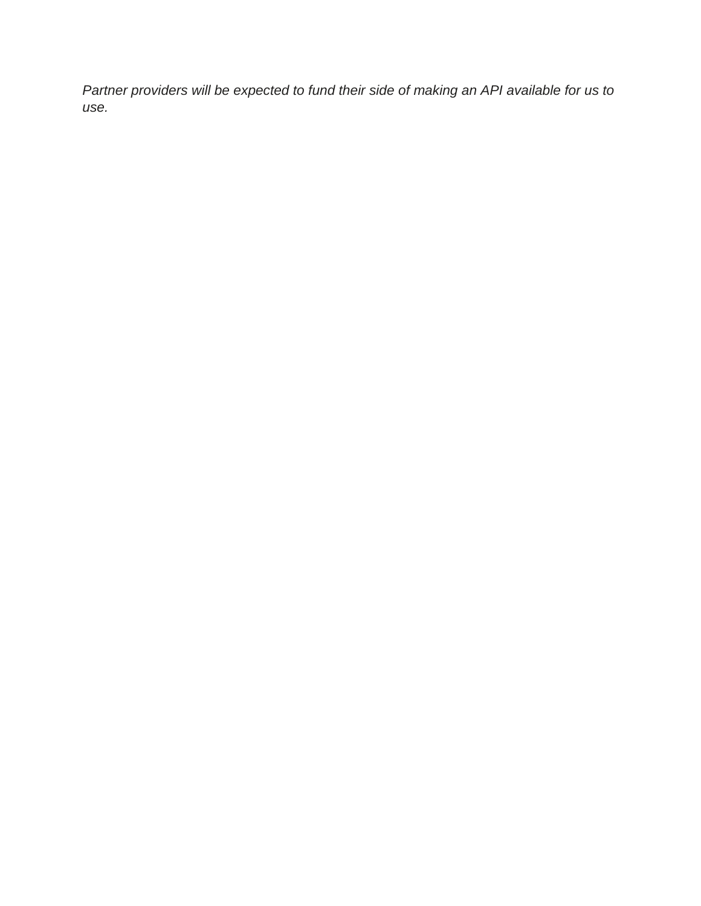*Partner providers will be expected to fund their side of making an API available for us to use.*